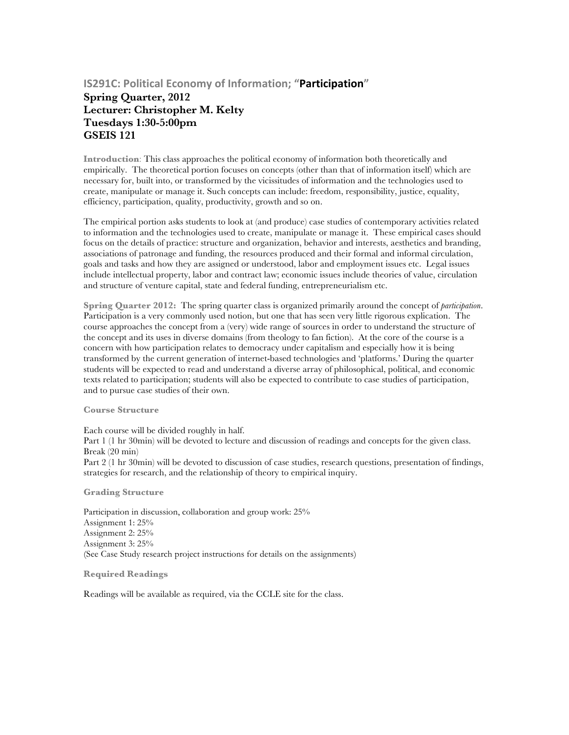## IS291C: Political Economy of Information; "**Participation**"

**Spring Quarter, 2012**
**Lecturer: Christopher M. Kelty**
**Tuesdays 1:30-5:00pm**
**GSEIS 121**

**Introduction**: This class approaches the political economy of information both theoretically and empirically. The theoretical portion focuses on concepts (other than that of information itself) which are necessary for, built into, or transformed by the vicissitudes of information and the technologies used to create, manipulate or manage it. Such concepts can include: freedom, responsibility, justice, equality, efficiency, participation, quality, productivity, growth and so on.

The empirical portion asks students to look at (and produce) case studies of contemporary activities related to information and the technologies used to create, manipulate or manage it. These empirical cases should focus on the details of practice: structure and organization, behavior and interests, aesthetics and branding, associations of patronage and funding, the resources produced and their formal and informal circulation, goals and tasks and how they are assigned or understood, labor and employment issues etc. Legal issues include intellectual property, labor and contract law; economic issues include theories of value, circulation and structure of venture capital, state and federal funding, entrepreneurialism etc.

**Spring Quarter 2012:** The spring quarter class is organized primarily around the concept of *participation*. Participation is a very commonly used notion, but one that has seen very little rigorous explication. The course approaches the concept from a (very) wide range of sources in order to understand the structure of the concept and its uses in diverse domains (from theology to fan fiction). At the core of the course is a concern with how participation relates to democracy under capitalism and especially how it is being transformed by the current generation of internet-based technologies and 'platforms.' During the quarter students will be expected to read and understand a diverse array of philosophical, political, and economic texts related to participation; students will also be expected to contribute to case studies of participation, and to pursue case studies of their own.

### Course Structure

Each course will be divided roughly in half.
Part 1 (1 hr 30min) will be devoted to lecture and discussion of readings and concepts for the given class.
Break (20 min)
Part 2 (1 hr 30min) will be devoted to discussion of case studies, research questions, presentation of findings, strategies for research, and the relationship of theory to empirical inquiry.

### Grading Structure

Participation in discussion, collaboration and group work: 25%
Assignment 1: 25%
Assignment 2: 25%
Assignment 3: 25%
(See Case Study research project instructions for details on the assignments)

### Required Readings

Readings will be available as required, via the CCLE site for the class.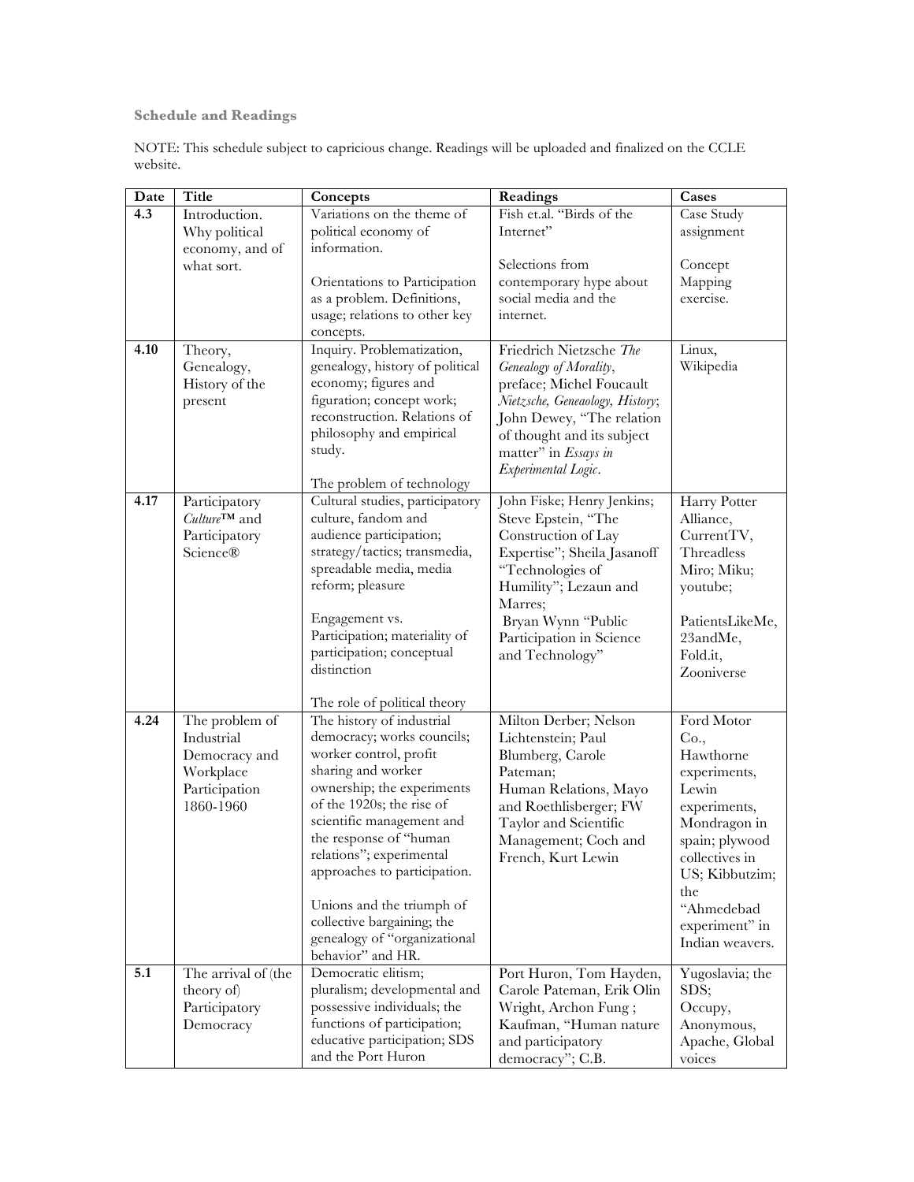### Schedule and Readings

NOTE: This schedule subject to capricious change. Readings will be uploaded and finalized on the CCLE website.

| Date | Title | Concepts | Readings | Cases |
|---|---|---|---|---|
| **4.3** | Introduction. Why political economy, and of what sort. | Variations on the theme of political economy of information.<br><br>Orientations to Participation as a problem. Definitions, usage; relations to other key concepts. | Fish et.al. "Birds of the Internet"<br><br>Selections from contemporary hype about social media and the internet. | Case Study assignment<br><br>Concept Mapping exercise. |
| **4.10** | Theory, Genealogy, History of the present | Inquiry. Problematization, genealogy, history of political economy; figures and figuration; concept work; reconstruction. Relations of philosophy and empirical study.<br><br>The problem of technology | Friedrich Nietzsche *The Genealogy of Morality*, preface; Michel Foucault *Nietzsche, Geneaology, History*; John Dewey, "The relation of thought and its subject matter" in *Essays in Experimental Logic*. | Linux, Wikipedia |
| **4.17** | Participatory *Culture*™ and Participatory Science® | Cultural studies, participatory culture, fandom and audience participation; strategy/tactics; transmedia, spreadable media, media reform; pleasure<br><br>Engagement vs. Participation; materiality of participation; conceptual distinction<br><br>The role of political theory | John Fiske; Henry Jenkins; Steve Epstein, "The Construction of Lay Expertise"; Sheila Jasanoff "Technologies of Humility"; Lezaun and Marres;<br>Bryan Wynn "Public Participation in Science and Technology" | Harry Potter Alliance, CurrentTV, Threadless Miro; Miku; youtube;<br><br>PatientsLikeMe, 23andMe, Fold.it, Zooniverse |
| **4.24** | The problem of Industrial Democracy and Workplace Participation 1860-1960 | The history of industrial democracy; works councils; worker control, profit sharing and worker ownership; the experiments of the 1920s; the rise of scientific management and the response of "human relations"; experimental approaches to participation.<br><br>Unions and the triumph of collective bargaining; the genealogy of "organizational behavior" and HR. | Milton Derber; Nelson Lichtenstein; Paul Blumberg, Carole Pateman;<br>Human Relations, Mayo and Roethlisberger; FW Taylor and Scientific Management; Coch and French, Kurt Lewin | Ford Motor Co., Hawthorne experiments, Lewin experiments, Mondragon in spain; plywood collectives in US; Kibbutzim; the "Ahmedebad experiment" in Indian weavers. |
| **5.1** | The arrival of (the theory of) Participatory Democracy | Democratic elitism; pluralism; developmental and possessive individuals; the functions of participation; educative participation; SDS and the Port Huron | Port Huron, Tom Hayden, Carole Pateman, Erik Olin Wright, Archon Fung ; Kaufman, "Human nature and participatory democracy"; C.B. | Yugoslavia; the SDS; Occupy, Anonymous, Apache, Global voices |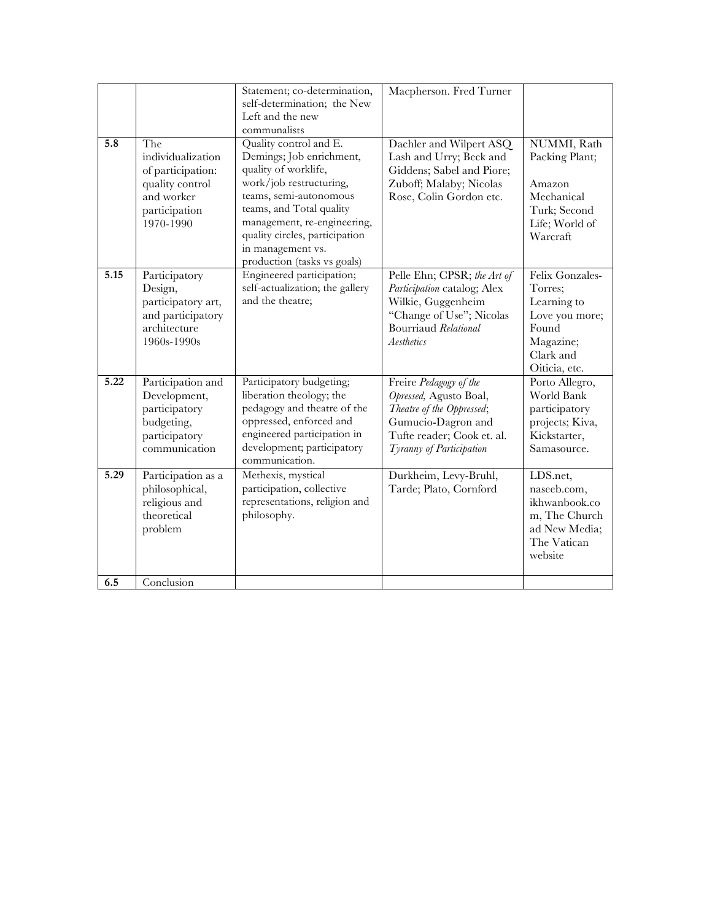| | | | | |
|---|---|---|---|---|
| | | Statement; co-determination, self-determination; the New Left and the new communalists | Macpherson. Fred Turner | |
| **5.8** | The individualization of participation: quality control and worker participation 1970-1990 | Quality control and E. Demings; Job enrichment, quality of worklife, work/job restructuring, teams, semi-autonomous teams, and Total quality management, re-engineering, quality circles, participation in management vs. production (tasks vs goals) | Dachler and Wilpert ASQ Lash and Urry; Beck and Giddens; Sabel and Piore; Zuboff; Malaby; Nicolas Rose, Colin Gordon etc. | NUMMI, Rath Packing Plant; Amazon Mechanical Turk; Second Life; World of Warcraft |
| **5.15** | Participatory Design, participatory art, and participatory architecture 1960s-1990s | Engineered participation; self-actualization; the gallery and the theatre; | Pelle Ehn; CPSR; *the Art of Participation* catalog; Alex Wilkie, Guggenheim "Change of Use"; Nicolas Bourriaud *Relational Aesthetics* | Felix Gonzales-Torres; Learning to Love you more; Found Magazine; Clark and Oiticia, etc. |
| **5.22** | Participation and Development, participatory budgeting, participatory communication | Participatory budgeting; liberation theology; the pedagogy and theatre of the oppressed, enforced and engineered participation in development; participatory communication. | Freire *Pedagogy of the Opressed,* Agusto Boal, *Theatre of the Oppressed*; Gumucio-Dagron and Tufte reader; Cook et. al. *Tyranny of Participation* | Porto Allegro, World Bank participatory projects; Kiva, Kickstarter, Samasource. |
| **5.29** | Participation as a philosophical, religious and theoretical problem | Methexis, mystical participation, collective representations, religion and philosophy. | Durkheim, Levy-Bruhl, Tarde; Plato, Cornford | LDS.net, naseeb.com, ikhwanbook.com, The Church ad New Media; The Vatican website |
| **6.5** | Conclusion | | | |